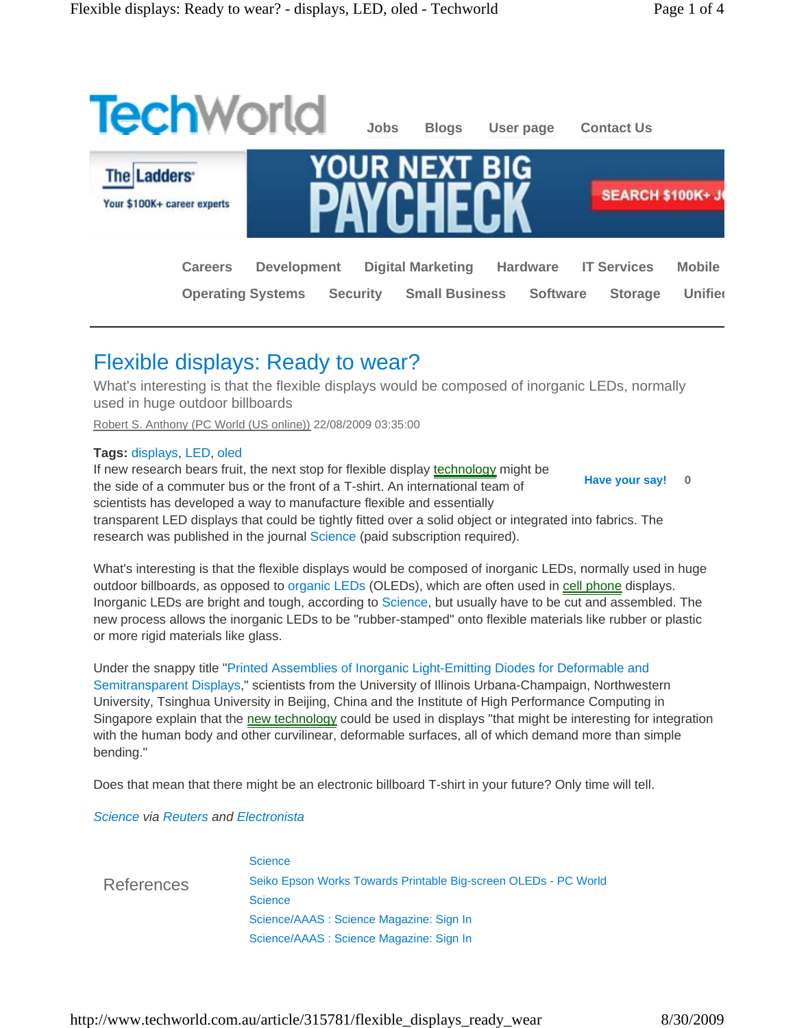TechWorld

Jobs Blogs User page Contact Us

Careers Development Digital Marketing Hardware IT Services Mobile
Operating Systems Security Small Business Software Storage Unified

# Flexible displays: Ready to wear?

What's interesting is that the flexible displays would be composed of inorganic LEDs, normally used in huge outdoor billboards

Robert S. Anthony (PC World (US online)) 22/08/2009 03:35:00

**Tags:** displays, LED, oled

Have your say! 0

If new research bears fruit, the next stop for flexible display technology might be the side of a commuter bus or the front of a T-shirt. An international team of scientists has developed a way to manufacture flexible and essentially transparent LED displays that could be tightly fitted over a solid object or integrated into fabrics. The research was published in the journal Science (paid subscription required).

What's interesting is that the flexible displays would be composed of inorganic LEDs, normally used in huge outdoor billboards, as opposed to organic LEDs (OLEDs), which are often used in cell phone displays. Inorganic LEDs are bright and tough, according to Science, but usually have to be cut and assembled. The new process allows the inorganic LEDs to be "rubber-stamped" onto flexible materials like rubber or plastic or more rigid materials like glass.

Under the snappy title "Printed Assemblies of Inorganic Light-Emitting Diodes for Deformable and Semitransparent Displays," scientists from the University of Illinois Urbana-Champaign, Northwestern University, Tsinghua University in Beijing, China and the Institute of High Performance Computing in Singapore explain that the new technology could be used in displays "that might be interesting for integration with the human body and other curvilinear, deformable surfaces, all of which demand more than simple bending."

Does that mean that there might be an electronic billboard T-shirt in your future? Only time will tell.

*Science via Reuters and Electronista*

References

- Science
- Seiko Epson Works Towards Printable Big-screen OLEDs - PC World
- Science
- Science/AAAS : Science Magazine: Sign In
- Science/AAAS : Science Magazine: Sign In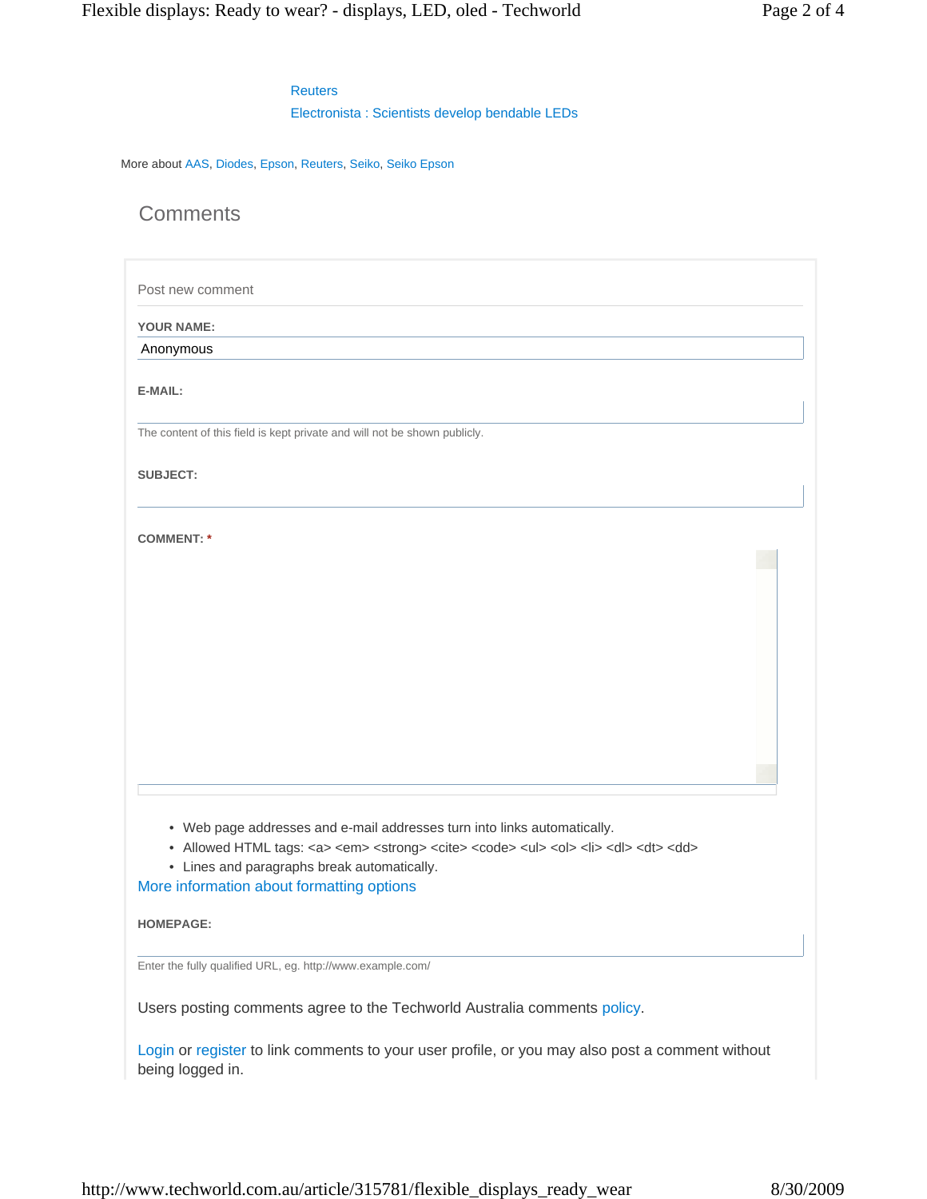Reuters

Electronista : Scientists develop bendable LEDs

More about AAS, Diodes, Epson, Reuters, Seiko, Seiko Epson

## Comments

Post new comment

**YOUR NAME:**

Anonymous

**E-MAIL:**

The content of this field is kept private and will not be shown publicly.

**SUBJECT:**

**COMMENT:** *

- Web page addresses and e-mail addresses turn into links automatically.
- Allowed HTML tags: <a> <em> <strong> <cite> <code> <ul> <ol> <li> <dl> <dt> <dd>
- Lines and paragraphs break automatically.

More information about formatting options

**HOMEPAGE:**

Enter the fully qualified URL, eg. http://www.example.com/

Users posting comments agree to the Techworld Australia comments policy.

Login or register to link comments to your user profile, or you may also post a comment without being logged in.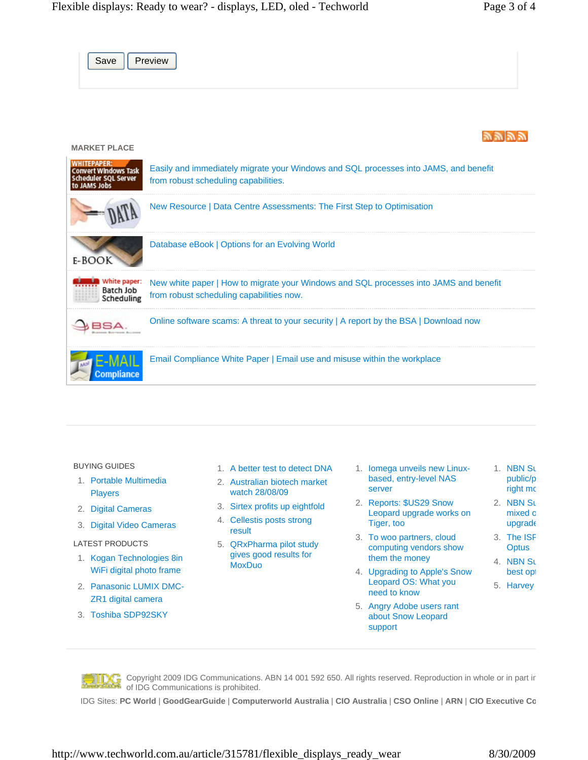Save Preview

MARKET PLACE

- Easily and immediately migrate your Windows and SQL processes into JAMS, and benefit from robust scheduling capabilities.
- New Resource | Data Centre Assessments: The First Step to Optimisation
- Database eBook | Options for an Evolving World
- New white paper | How to migrate your Windows and SQL processes into JAMS and benefit from robust scheduling capabilities now.
- Online software scams: A threat to your security | A report by the BSA | Download now
- Email Compliance White Paper | Email use and misuse within the workplace

BUYING GUIDES

1. Portable Multimedia Players
2. Digital Cameras
3. Digital Video Cameras

LATEST PRODUCTS

1. Kogan Technologies 8in WiFi digital photo frame
2. Panasonic LUMIX DMC-ZR1 digital camera
3. Toshiba SDP92SKY

1. A better test to detect DNA
2. Australian biotech market watch 28/08/09
3. Sirtex profits up eightfold
4. Cellestis posts strong result
5. QRxPharma pilot study gives good results for MoxDuo

1. Iomega unveils new Linux-based, entry-level NAS server
2. Reports: $US29 Snow Leopard upgrade works on Tiger, too
3. To woo partners, cloud computing vendors show them the money
4. Upgrading to Apple's Snow Leopard OS: What you need to know
5. Angry Adobe users rant about Snow Leopard support

1. NBN Su public/p right mo
2. NBN Su mixed o upgrade
3. The ISP Optus
4. NBN Su best opt
5. Harvey

Copyright 2009 IDG Communications. ABN 14 001 592 650. All rights reserved. Reproduction in whole or in part in of IDG Communications is prohibited.

IDG Sites: **PC World** | **GoodGearGuide** | **Computerworld Australia** | **CIO Australia** | **CSO Online** | **ARN** | **CIO Executive Co**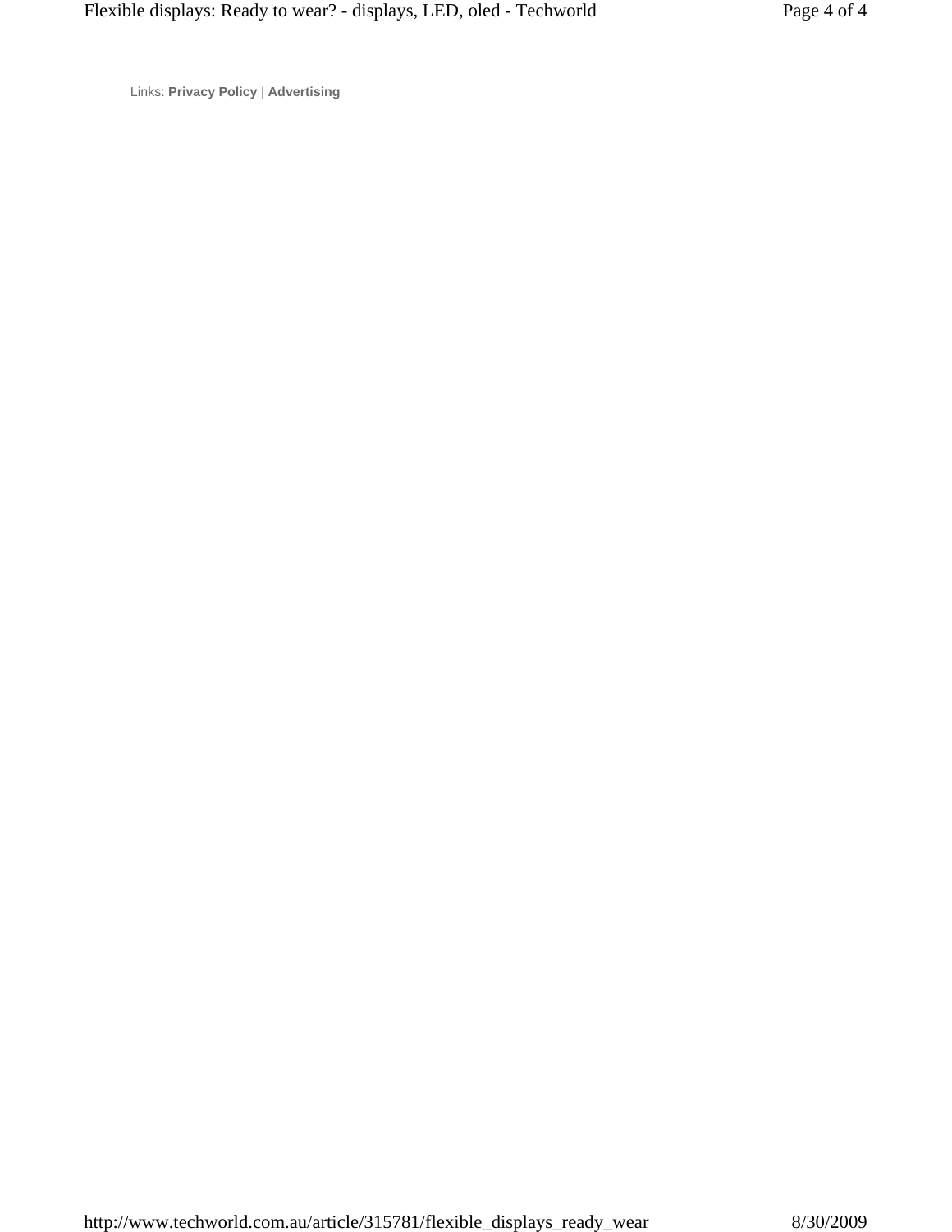Links: **Privacy Policy** | **Advertising**